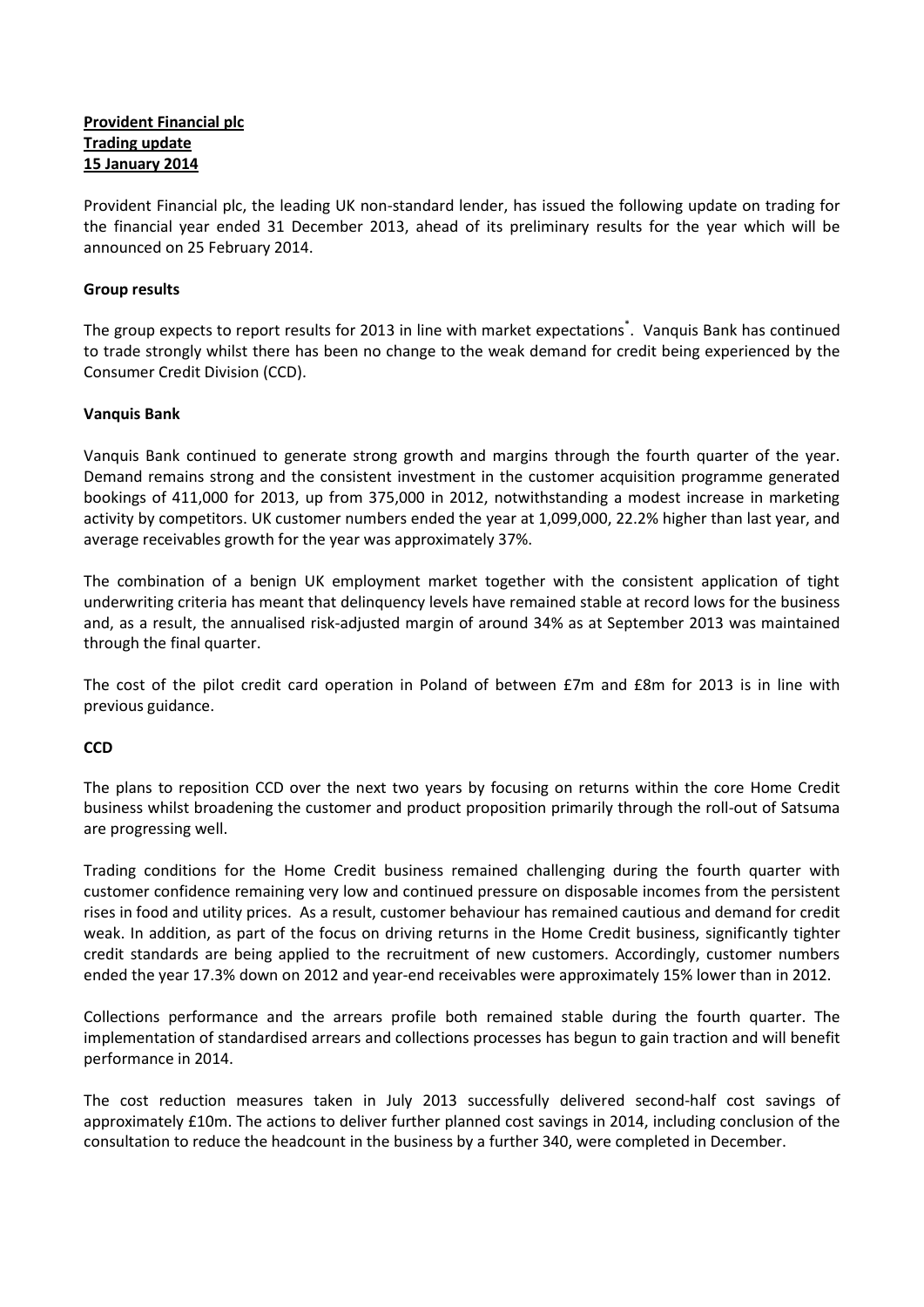**Provident Financial plc**
**Trading update**
**15 January 2014**

Provident Financial plc, the leading UK non-standard lender, has issued the following update on trading for the financial year ended 31 December 2013, ahead of its preliminary results for the year which will be announced on 25 February 2014.

**Group results**

The group expects to report results for 2013 in line with market expectations*. Vanquis Bank has continued to trade strongly whilst there has been no change to the weak demand for credit being experienced by the Consumer Credit Division (CCD).

**Vanquis Bank**

Vanquis Bank continued to generate strong growth and margins through the fourth quarter of the year. Demand remains strong and the consistent investment in the customer acquisition programme generated bookings of 411,000 for 2013, up from 375,000 in 2012, notwithstanding a modest increase in marketing activity by competitors. UK customer numbers ended the year at 1,099,000, 22.2% higher than last year, and average receivables growth for the year was approximately 37%.

The combination of a benign UK employment market together with the consistent application of tight underwriting criteria has meant that delinquency levels have remained stable at record lows for the business and, as a result, the annualised risk-adjusted margin of around 34% as at September 2013 was maintained through the final quarter.

The cost of the pilot credit card operation in Poland of between £7m and £8m for 2013 is in line with previous guidance.

**CCD**

The plans to reposition CCD over the next two years by focusing on returns within the core Home Credit business whilst broadening the customer and product proposition primarily through the roll-out of Satsuma are progressing well.

Trading conditions for the Home Credit business remained challenging during the fourth quarter with customer confidence remaining very low and continued pressure on disposable incomes from the persistent rises in food and utility prices. As a result, customer behaviour has remained cautious and demand for credit weak. In addition, as part of the focus on driving returns in the Home Credit business, significantly tighter credit standards are being applied to the recruitment of new customers. Accordingly, customer numbers ended the year 17.3% down on 2012 and year-end receivables were approximately 15% lower than in 2012.

Collections performance and the arrears profile both remained stable during the fourth quarter. The implementation of standardised arrears and collections processes has begun to gain traction and will benefit performance in 2014.

The cost reduction measures taken in July 2013 successfully delivered second-half cost savings of approximately £10m. The actions to deliver further planned cost savings in 2014, including conclusion of the consultation to reduce the headcount in the business by a further 340, were completed in December.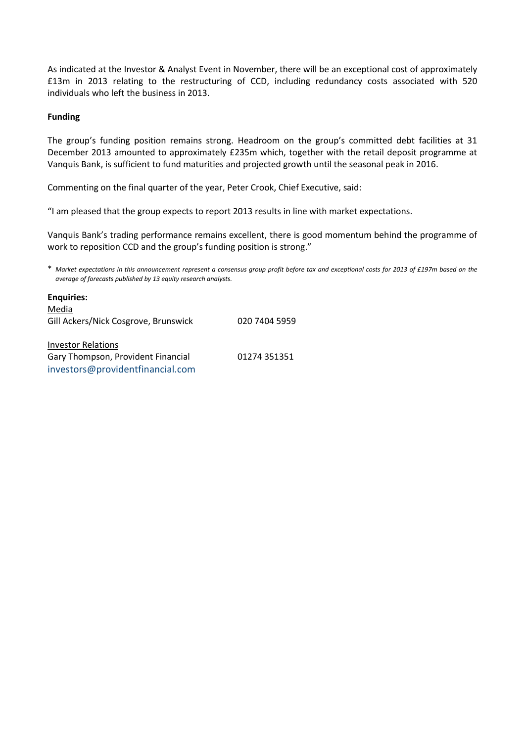As indicated at the Investor & Analyst Event in November, there will be an exceptional cost of approximately £13m in 2013 relating to the restructuring of CCD, including redundancy costs associated with 520 individuals who left the business in 2013.

**Funding**

The group's funding position remains strong. Headroom on the group's committed debt facilities at 31 December 2013 amounted to approximately £235m which, together with the retail deposit programme at Vanquis Bank, is sufficient to fund maturities and projected growth until the seasonal peak in 2016.

Commenting on the final quarter of the year, Peter Crook, Chief Executive, said:

"I am pleased that the group expects to report 2013 results in line with market expectations.

Vanquis Bank's trading performance remains excellent, there is good momentum behind the programme of work to reposition CCD and the group's funding position is strong."

\* *Market expectations in this announcement represent a consensus group profit before tax and exceptional costs for 2013 of £197m based on the average of forecasts published by 13 equity research analysts.*

**Enquiries:**

Media
Gill Ackers/Nick Cosgrove, Brunswick 020 7404 5959

Investor Relations
Gary Thompson, Provident Financial 01274 351351
investors@providentfinancial.com